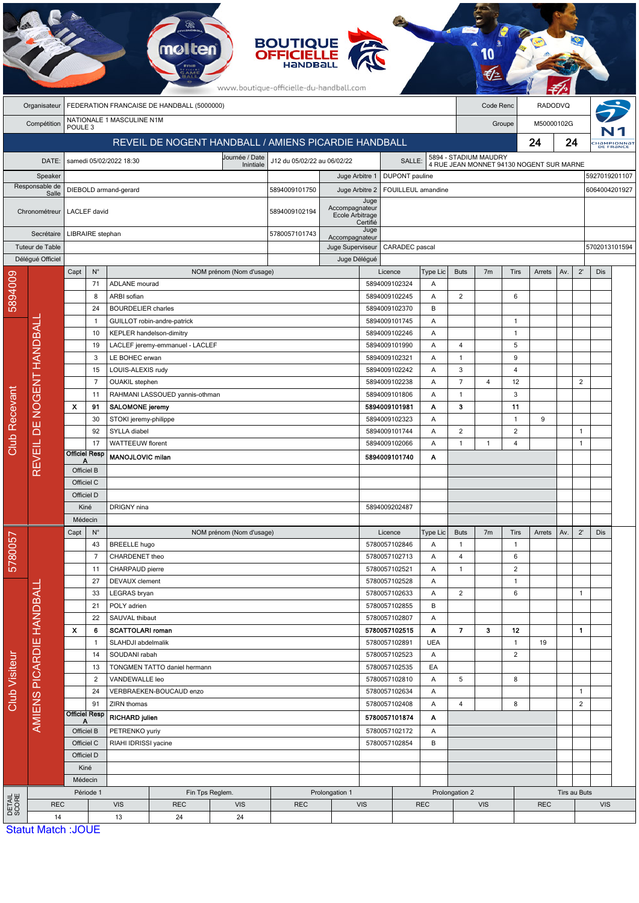BOUTIQUE OFFICIELLE HANDBALL

www.boutique-officielle-du-handball.com

| | | | |
|---|---|---|---|
| Organisateur | FEDERATION FRANCAISE DE HANDBALL (5000000) | Code Renc | RADODVQ |
| Compétition | NATIONALE 1 MASCULINE N1M POULE 3 | Groupe | M50000102G |

## REVEIL DE NOGENT HANDBALL / AMIENS PICARDIE HANDBALL 24 24

| | | | | | |
|---|---|---|---|---|---|
| DATE: | samedi 05/02/2022 18:30 | Journée / Date Inintiale | J12 du 05/02/22 au 06/02/22 | SALLE: | 5894 - STADIUM MAUDRY 4 RUE JEAN MONNET 94130 NOGENT SUR MARNE |

| | | | | | |
|---|---|---|---|---|---|
| Speaker | | | Juge Arbitre 1 | DUPONT pauline | 5927019201107 |
| Responsable de Salle | DIEBOLD armand-gerard | 5894009101750 | Juge Arbitre 2 | FOUILLEUL amandine | 6064004201927 |
| Chronométreur | LACLEF david | 5894009102194 | Juge Accompagnateur Ecole Arbitrage Certifié | | |
| Secrétaire | LIBRAIRE stephan | 5780057101743 | Juge Accompagnateur | | |
| Tuteur de Table | | | Juge Superviseur | CARADEC pascal | 5702013101594 |
| Délégué Officiel | | | Juge Délégué | | |

### Club Recevant — REVEIL DE NOGENT HANDBALL (5894009)

| Capt | N° | NOM prénom (Nom d'usage) | Licence | Type Lic | Buts | 7m | Tirs | Arrets | Av. | 2' | Dis |
|---|---|---|---|---|---|---|---|---|---|---|---|
| | 71 | ADLANE mourad | 5894009102324 | A | | | | | | | |
| | 8 | ARBI sofian | 5894009102245 | A | 2 | | 6 | | | | |
| | 24 | BOURDELIER charles | 5894009102370 | B | | | | | | | |
| | 1 | GUILLOT robin-andre-patrick | 5894009101745 | A | | | 1 | | | | |
| | 10 | KEPLER handelson-dimitry | 5894009102246 | A | | | 1 | | | | |
| | 19 | LACLEF jeremy-emmanuel - LACLEF | 5894009101990 | A | 4 | | 5 | | | | |
| | 3 | LE BOHEC erwan | 5894009102321 | A | 1 | | 9 | | | | |
| | 15 | LOUIS-ALEXIS rudy | 5894009102242 | A | 3 | | 4 | | | | |
| | 7 | OUAKIL stephen | 5894009102238 | A | 7 | 4 | 12 | | | 2 | |
| | 11 | RAHMANI LASSOUED yannis-othman | 5894009101806 | A | 1 | | 3 | | | | |
| **X** | **91** | **SALOMONE jeremy** | **5894009101981** | **A** | **3** | | **11** | | | | |
| | 30 | STOKI jeremy-philippe | 5894009102323 | A | | | 1 | 9 | | | |
| | 92 | SYLLA diabel | 5894009101744 | A | 2 | | 2 | | | 1 | |
| | 17 | WATTEEUW florent | 5894009102066 | A | 1 | 1 | 4 | | | 1 | |
| Officiel Resp A | | **MANOJLOVIC milan** | **5894009101740** | **A** | | | | | | | |
| Officiel B | | | | | | | | | | | |
| Officiel C | | | | | | | | | | | |
| Officiel D | | | | | | | | | | | |
| Kiné | | DRIGNY nina | 5894009202487 | | | | | | | | |
| Médecin | | | | | | | | | | | |

### Club Visiteur — AMIENS PICARDIE HANDBALL (5780057)

| Capt | N° | NOM prénom (Nom d'usage) | Licence | Type Lic | Buts | 7m | Tirs | Arrets | Av. | 2' | Dis |
|---|---|---|---|---|---|---|---|---|---|---|---|
| | 43 | BREELLE hugo | 5780057102846 | A | 1 | | 1 | | | | |
| | 7 | CHARDENET theo | 5780057102713 | A | 4 | | 6 | | | | |
| | 11 | CHARPAUD pierre | 5780057102521 | A | 1 | | 2 | | | | |
| | 27 | DEVAUX clement | 5780057102528 | A | | | 1 | | | | |
| | 33 | LEGRAS bryan | 5780057102633 | A | 2 | | 6 | | | 1 | |
| | 21 | POLY adrien | 5780057102855 | B | | | | | | | |
| | 22 | SAUVAL thibaut | 5780057102807 | A | | | | | | | |
| **X** | **6** | **SCATTOLARI roman** | **5780057102515** | **A** | **7** | **3** | **12** | | | **1** | |
| | 1 | SLAHDJI abdelmalik | 5780057102891 | UEA | | | 1 | 19 | | | |
| | 14 | SOUDANI rabah | 5780057102523 | A | | | 2 | | | | |
| | 13 | TONGMEN TATTO daniel hermann | 5780057102535 | EA | | | | | | | |
| | 2 | VANDEWALLE leo | 5780057102810 | A | 5 | | 8 | | | | |
| | 24 | VERBRAEKEN-BOUCAUD enzo | 5780057102634 | A | | | | | | 1 | |
| | 91 | ZIRN thomas | 5780057102408 | A | 4 | | 8 | | | 2 | |
| Officiel Resp A | | **RICHARD julien** | **5780057101874** | **A** | | | | | | | |
| Officiel B | | PETRENKO yuriy | 5780057102172 | A | | | | | | | |
| Officiel C | | RIAHI IDRISSI yacine | 5780057102854 | B | | | | | | | |
| Officiel D | | | | | | | | | | | |
| Kiné | | | | | | | | | | | |
| Médecin | | | | | | | | | | | |

### DETAIL SCORE

| Période 1 | | Fin Tps Reglem. | | Prolongation 1 | | Prolongation 2 | | Tirs au Buts | |
|---|---|---|---|---|---|---|---|---|---|
| REC | VIS | REC | VIS | REC | VIS | REC | VIS | REC | VIS |
| 14 | 13 | 24 | 24 | | | | | | |

Statut Match :JOUE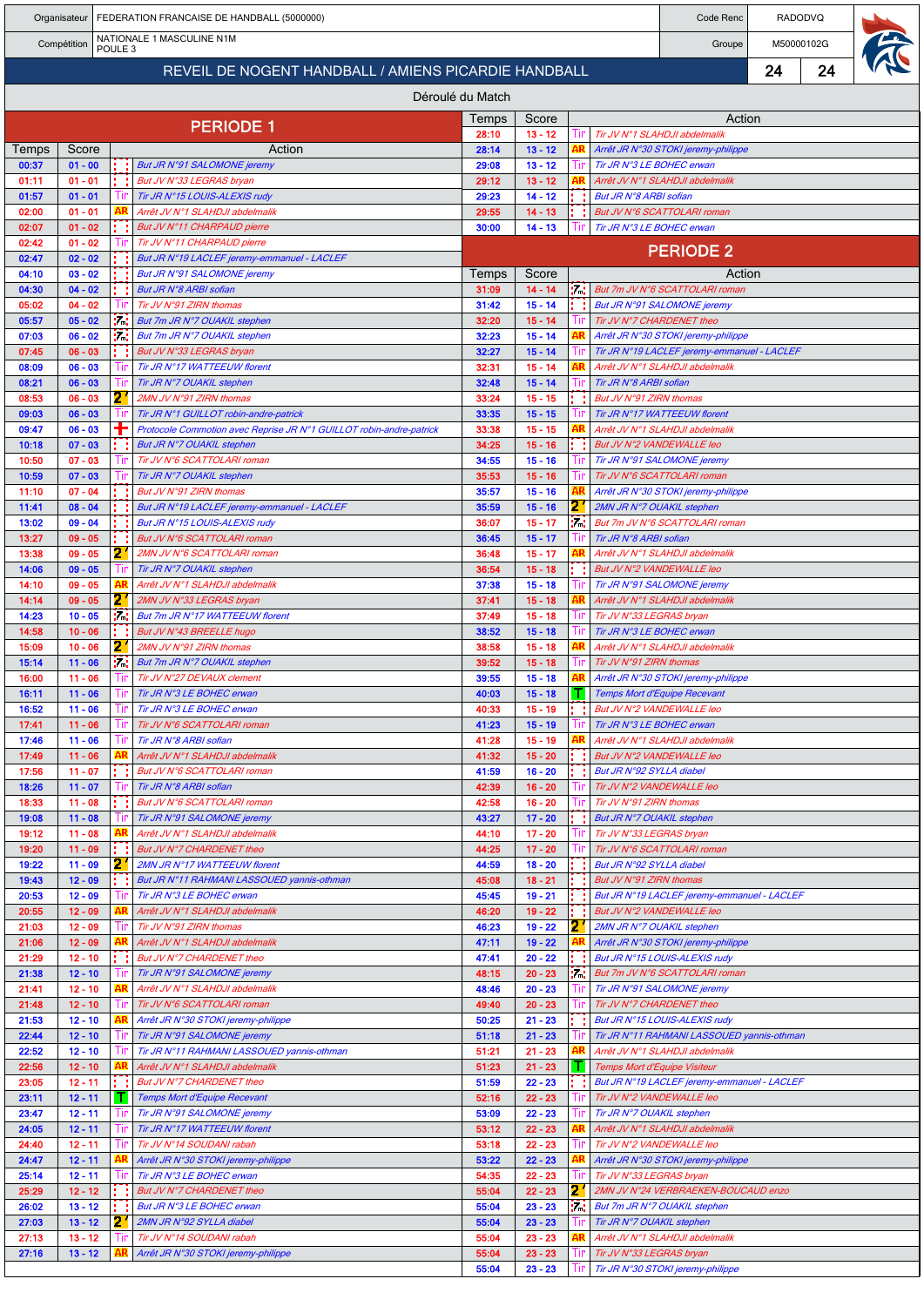| Organisateur | FEDERATION FRANCAISE DE HANDBALL (5000000) | Code Renc | RADODVQ |
|---|---|---|---|
| Compétition | NATIONALE 1 MASCULINE N1M POULE 3 | Groupe | M50000102G |

## REVEIL DE NOGENT HANDBALL / AMIENS PICARDIE HANDBALL — 24 / 24

### Déroulé du Match

## PERIODE 1

| Temps | Score | Action |
|---|---|---|
| 00:37 | 01 - 00 | But JR N°91 SALOMONE jeremy |
| 01:11 | 01 - 01 | But JV N°33 LEGRAS bryan |
| 01:57 | 01 - 01 | Tir JR N°15 LOUIS-ALEXIS rudy |
| 02:00 | 01 - 01 | Arrêt JV N°1 SLAHDJI abdelmalik |
| 02:07 | 01 - 02 | But JV N°11 CHARPAUD pierre |
| 02:42 | 01 - 02 | Tir JV N°11 CHARPAUD pierre |
| 02:47 | 02 - 02 | But JR N°19 LACLEF jeremy-emmanuel - LACLEF |
| 04:10 | 03 - 02 | But JR N°91 SALOMONE jeremy |
| 04:30 | 04 - 02 | But JR N°8 ARBI sofian |
| 05:02 | 04 - 02 | Tir JV N°91 ZIRN thomas |
| 05:57 | 05 - 02 | But 7m JR N°7 OUAKIL stephen |
| 07:03 | 06 - 02 | But 7m JR N°7 OUAKIL stephen |
| 07:45 | 06 - 03 | But JV N°33 LEGRAS bryan |
| 08:09 | 06 - 03 | Tir JR N°17 WATTEEUW florent |
| 08:21 | 06 - 03 | Tir JR N°7 OUAKIL stephen |
| 08:53 | 06 - 03 | 2MN JV N°91 ZIRN thomas |
| 09:03 | 06 - 03 | Tir JR N°1 GUILLOT robin-andre-patrick |
| 09:47 | 06 - 03 | Protocole Commotion avec Reprise JR N°1 GUILLOT robin-andre-patrick |
| 10:18 | 07 - 03 | But JR N°7 OUAKIL stephen |
| 10:50 | 07 - 03 | Tir JV N°6 SCATTOLARI roman |
| 10:59 | 07 - 03 | Tir JR N°7 OUAKIL stephen |
| 11:10 | 07 - 04 | But JV N°91 ZIRN thomas |
| 11:41 | 08 - 04 | But JR N°19 LACLEF jeremy-emmanuel - LACLEF |
| 13:02 | 09 - 04 | But JR N°15 LOUIS-ALEXIS rudy |
| 13:27 | 09 - 05 | But JV N°6 SCATTOLARI roman |
| 13:38 | 09 - 05 | 2MN JV N°6 SCATTOLARI roman |
| 14:06 | 09 - 05 | Tir JR N°7 OUAKIL stephen |
| 14:10 | 09 - 05 | Arrêt JV N°1 SLAHDJI abdelmalik |
| 14:14 | 09 - 05 | 2MN JV N°33 LEGRAS bryan |
| 14:23 | 10 - 05 | But 7m JR N°17 WATTEEUW florent |
| 14:58 | 10 - 06 | But JV N°43 BREELLE hugo |
| 15:09 | 10 - 06 | 2MN JV N°91 ZIRN thomas |
| 15:14 | 11 - 06 | But 7m JR N°7 OUAKIL stephen |
| 16:00 | 11 - 06 | Tir JV N°27 DEVAUX clement |
| 16:11 | 11 - 06 | Tir JR N°3 LE BOHEC erwan |
| 16:52 | 11 - 06 | Tir JR N°3 LE BOHEC erwan |
| 17:41 | 11 - 06 | Tir JV N°6 SCATTOLARI roman |
| 17:46 | 11 - 06 | Tir JR N°8 ARBI sofian |
| 17:49 | 11 - 06 | Arrêt JV N°1 SLAHDJI abdelmalik |
| 17:56 | 11 - 07 | But JV N°6 SCATTOLARI roman |
| 18:26 | 11 - 07 | Tir JR N°8 ARBI sofian |
| 18:33 | 11 - 08 | But JV N°6 SCATTOLARI roman |
| 19:08 | 11 - 08 | Tir JR N°91 SALOMONE jeremy |
| 19:12 | 11 - 08 | Arrêt JV N°1 SLAHDJI abdelmalik |
| 19:20 | 11 - 09 | But JV N°7 CHARDENET theo |
| 19:22 | 11 - 09 | 2MN JR N°17 WATTEEUW florent |
| 19:43 | 12 - 09 | But JR N°11 RAHMANI LASSOUED yannis-othman |
| 20:53 | 12 - 09 | Tir JR N°3 LE BOHEC erwan |
| 20:55 | 12 - 09 | Arrêt JV N°1 SLAHDJI abdelmalik |
| 21:03 | 12 - 09 | Tir JV N°91 ZIRN thomas |
| 21:06 | 12 - 09 | Arrêt JV N°1 SLAHDJI abdelmalik |
| 21:29 | 12 - 10 | But JV N°7 CHARDENET theo |
| 21:38 | 12 - 10 | Tir JR N°91 SALOMONE jeremy |
| 21:41 | 12 - 10 | Arrêt JV N°1 SLAHDJI abdelmalik |
| 21:48 | 12 - 10 | Tir JV N°6 SCATTOLARI roman |
| 21:53 | 12 - 10 | Arrêt JR N°30 STOKI jeremy-philippe |
| 22:44 | 12 - 10 | Tir JR N°91 SALOMONE jeremy |
| 22:52 | 12 - 10 | Tir JR N°11 RAHMANI LASSOUED yannis-othman |
| 22:56 | 12 - 10 | Arrêt JV N°1 SLAHDJI abdelmalik |
| 23:05 | 12 - 11 | But JV N°7 CHARDENET theo |
| 23:11 | 12 - 11 | Temps Mort d'Equipe Recevant |
| 23:47 | 12 - 11 | Tir JR N°91 SALOMONE jeremy |
| 24:05 | 12 - 11 | Tir JR N°17 WATTEEUW florent |
| 24:40 | 12 - 11 | Tir JV N°14 SOUDANI rabah |
| 24:47 | 12 - 11 | Arrêt JR N°30 STOKI jeremy-philippe |
| 25:14 | 12 - 11 | Tir JR N°3 LE BOHEC erwan |
| 25:29 | 12 - 12 | But JV N°7 CHARDENET theo |
| 26:02 | 13 - 12 | But JR N°3 LE BOHEC erwan |
| 27:03 | 13 - 12 | 2MN JR N°92 SYLLA diabel |
| 27:13 | 13 - 12 | Tir JV N°14 SOUDANI rabah |
| 27:16 | 13 - 12 | Arrêt JR N°30 STOKI jeremy-philippe |
| 28:10 | 13 - 12 | Tir JV N°1 SLAHDJI abdelmalik |
| 28:14 | 13 - 12 | Arrêt JR N°30 STOKI jeremy-philippe |
| 29:08 | 13 - 12 | Tir JR N°3 LE BOHEC erwan |
| 29:12 | 13 - 12 | Arrêt JV N°1 SLAHDJI abdelmalik |
| 29:23 | 14 - 12 | But JR N°8 ARBI sofian |
| 29:55 | 14 - 13 | But JV N°6 SCATTOLARI roman |
| 30:00 | 14 - 13 | Tir JR N°3 LE BOHEC erwan |

## PERIODE 2

| Temps | Score | Action |
|---|---|---|
| 31:09 | 14 - 14 | But 7m JV N°6 SCATTOLARI roman |
| 31:42 | 15 - 14 | But JR N°91 SALOMONE jeremy |
| 32:20 | 15 - 14 | Tir JV N°7 CHARDENET theo |
| 32:23 | 15 - 14 | Arrêt JR N°30 STOKI jeremy-philippe |
| 32:27 | 15 - 14 | Tir JR N°19 LACLEF jeremy-emmanuel - LACLEF |
| 32:31 | 15 - 14 | Arrêt JV N°1 SLAHDJI abdelmalik |
| 32:48 | 15 - 14 | Tir JR N°8 ARBI sofian |
| 33:24 | 15 - 15 | But JV N°91 ZIRN thomas |
| 33:35 | 15 - 15 | Tir JR N°17 WATTEEUW florent |
| 33:38 | 15 - 15 | Arrêt JV N°1 SLAHDJI abdelmalik |
| 34:25 | 15 - 16 | But JV N°2 VANDEWALLE leo |
| 34:55 | 15 - 16 | Tir JR N°91 SALOMONE jeremy |
| 35:53 | 15 - 16 | Tir JV N°6 SCATTOLARI roman |
| 35:57 | 15 - 16 | Arrêt JR N°30 STOKI jeremy-philippe |
| 35:59 | 15 - 16 | 2MN JR N°7 OUAKIL stephen |
| 36:07 | 15 - 17 | But 7m JV N°6 SCATTOLARI roman |
| 36:45 | 15 - 17 | Tir JR N°8 ARBI sofian |
| 36:48 | 15 - 17 | Arrêt JV N°1 SLAHDJI abdelmalik |
| 36:54 | 15 - 18 | But JV N°2 VANDEWALLE leo |
| 37:38 | 15 - 18 | Tir JR N°91 SALOMONE jeremy |
| 37:41 | 15 - 18 | Arrêt JV N°1 SLAHDJI abdelmalik |
| 37:49 | 15 - 18 | Tir JV N°33 LEGRAS bryan |
| 38:52 | 15 - 18 | Tir JR N°3 LE BOHEC erwan |
| 38:58 | 15 - 18 | Arrêt JV N°1 SLAHDJI abdelmalik |
| 39:52 | 15 - 18 | Tir JV N°91 ZIRN thomas |
| 39:55 | 15 - 18 | Arrêt JR N°30 STOKI jeremy-philippe |
| 40:03 | 15 - 18 | Temps Mort d'Equipe Recevant |
| 40:33 | 15 - 19 | But JV N°2 VANDEWALLE leo |
| 41:23 | 15 - 19 | Tir JR N°3 LE BOHEC erwan |
| 41:28 | 15 - 19 | Arrêt JV N°1 SLAHDJI abdelmalik |
| 41:32 | 15 - 20 | But JV N°2 VANDEWALLE leo |
| 41:59 | 16 - 20 | But JR N°92 SYLLA diabel |
| 42:39 | 16 - 20 | Tir JV N°2 VANDEWALLE leo |
| 42:58 | 16 - 20 | Tir JV N°91 ZIRN thomas |
| 43:27 | 17 - 20 | But JR N°7 OUAKIL stephen |
| 44:10 | 17 - 20 | Tir JV N°33 LEGRAS bryan |
| 44:25 | 17 - 20 | Tir JV N°6 SCATTOLARI roman |
| 44:59 | 18 - 20 | But JR N°92 SYLLA diabel |
| 45:08 | 18 - 21 | But JV N°91 ZIRN thomas |
| 45:45 | 19 - 21 | But JR N°19 LACLEF jeremy-emmanuel - LACLEF |
| 46:20 | 19 - 22 | But JV N°2 VANDEWALLE leo |
| 46:23 | 19 - 22 | 2MN JR N°7 OUAKIL stephen |
| 47:11 | 19 - 22 | Arrêt JR N°30 STOKI jeremy-philippe |
| 47:41 | 20 - 22 | But JR N°15 LOUIS-ALEXIS rudy |
| 48:15 | 20 - 23 | But 7m JV N°6 SCATTOLARI roman |
| 48:46 | 20 - 23 | Tir JR N°91 SALOMONE jeremy |
| 49:40 | 20 - 23 | Tir JV N°7 CHARDENET theo |
| 50:25 | 21 - 23 | But JR N°15 LOUIS-ALEXIS rudy |
| 51:18 | 21 - 23 | Tir JR N°11 RAHMANI LASSOUED yannis-othman |
| 51:21 | 21 - 23 | Arrêt JV N°1 SLAHDJI abdelmalik |
| 51:23 | 21 - 23 | Temps Mort d'Equipe Visiteur |
| 51:59 | 22 - 23 | But JR N°19 LACLEF jeremy-emmanuel - LACLEF |
| 52:16 | 22 - 23 | Tir JV N°2 VANDEWALLE leo |
| 53:09 | 22 - 23 | Tir JR N°7 OUAKIL stephen |
| 53:12 | 22 - 23 | Arrêt JV N°1 SLAHDJI abdelmalik |
| 53:18 | 22 - 23 | Tir JV N°2 VANDEWALLE leo |
| 53:22 | 22 - 23 | Arrêt JR N°30 STOKI jeremy-philippe |
| 54:35 | 22 - 23 | Tir JV N°33 LEGRAS bryan |
| 55:04 | 22 - 23 | 2MN JV N°24 VERBRAEKEN-BOUCAUD enzo |
| 55:04 | 23 - 23 | But 7m JR N°7 OUAKIL stephen |
| 55:04 | 23 - 23 | Tir JR N°7 OUAKIL stephen |
| 55:04 | 23 - 23 | Arrêt JV N°1 SLAHDJI abdelmalik |
| 55:04 | 23 - 23 | Tir JV N°33 LEGRAS bryan |
| 55:04 | 23 - 23 | Tir JR N°30 STOKI jeremy-philippe |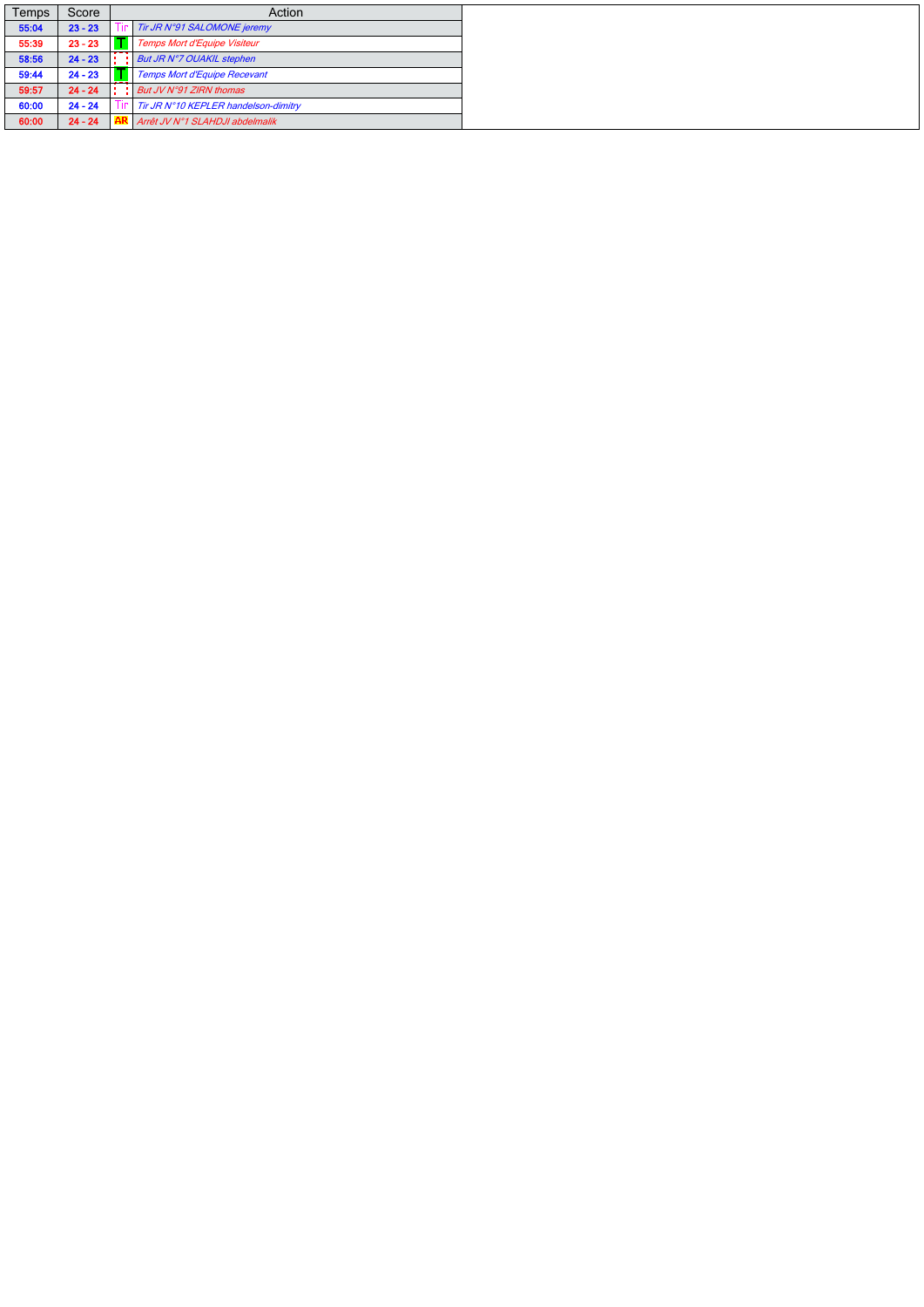| Temps | Score | | Action |
|---|---|---|---|
| 55:04 | 23 - 23 | Tir | *Tir JR N°91 SALOMONE jeremy* |
| 55:39 | 23 - 23 | T | *Temps Mort d'Equipe Visiteur* |
| 58:56 | 24 - 23 | | *But JR N°7 OUAKIL stephen* |
| 59:44 | 24 - 23 | T | *Temps Mort d'Equipe Recevant* |
| 59:57 | 24 - 24 | | *But JV N°91 ZIRN thomas* |
| 60:00 | 24 - 24 | Tir | *Tir JR N°10 KEPLER handelson-dimitry* |
| 60:00 | 24 - 24 | AR | *Arrêt JV N°1 SLAHDJI abdelmalik* |